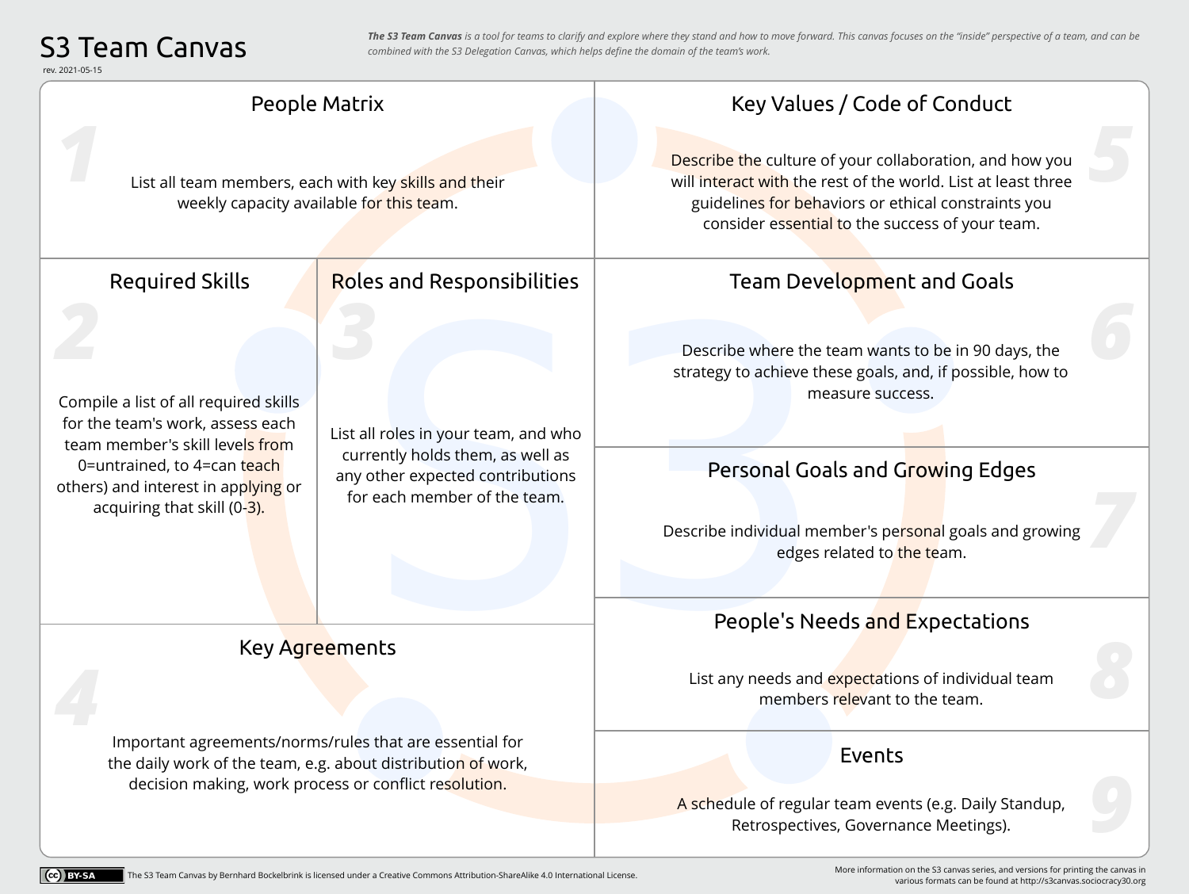# S3 Team Canvas

rev. 2021-05-15

*__The S3 Team Canvas__ is a tool for teams to clarify and explore where they stand and how to move forward. This canvas focuses on the "inside" perspective of a team, and can be combined with the S3 Delegation Canvas, which helps define the domain of the team's work.*

## 1 People Matrix

List all team members, each with key skills and their weekly capacity available for this team.

## 2 Required Skills

Compile a list of all required skills for the team's work, assess each team member's skill levels from 0=untrained, to 4=can teach others) and interest in applying or acquiring that skill (0-3).

## 3 Roles and Responsibilities

List all roles in your team, and who currently holds them, as well as any other expected contributions for each member of the team.

## 4 Key Agreements

Important agreements/norms/rules that are essential for the daily work of the team, e.g. about distribution of work, decision making, work process or conflict resolution.

## 5 Key Values / Code of Conduct

Describe the culture of your collaboration, and how you will interact with the rest of the world. List at least three guidelines for behaviors or ethical constraints you consider essential to the success of your team.

## 6 Team Development and Goals

Describe where the team wants to be in 90 days, the strategy to achieve these goals, and, if possible, how to measure success.

## 7 Personal Goals and Growing Edges

Describe individual member's personal goals and growing edges related to the team.

## 8 People's Needs and Expectations

List any needs and expectations of individual team members relevant to the team.

## 9 Events

A schedule of regular team events (e.g. Daily Standup, Retrospectives, Governance Meetings).

CC BY-SA The S3 Team Canvas by Bernhard Bockelbrink is licensed under a Creative Commons Attribution-ShareAlike 4.0 International License.

More information on the S3 canvas series, and versions for printing the canvas in various formats can be found at http://s3canvas.sociocracy30.org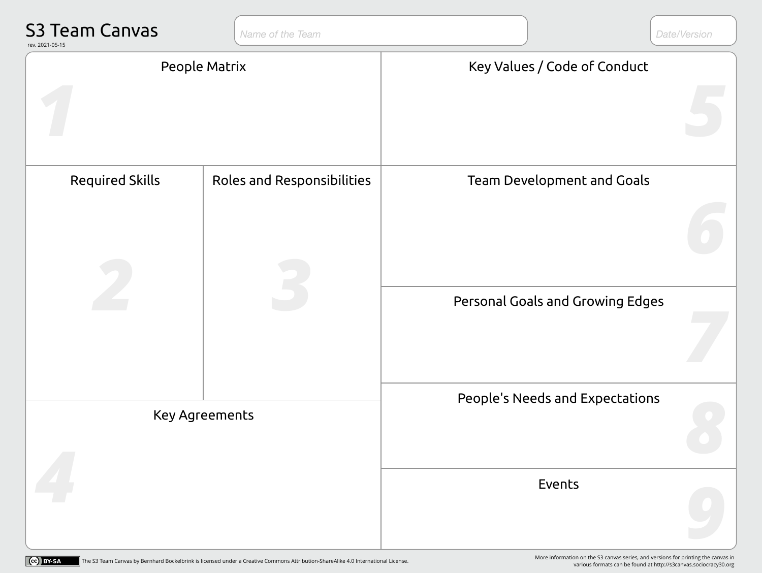# S3 Team Canvas

rev. 2021-05-15

Name of the Team

Date/Version

## 1 People Matrix

## 2 Required Skills

## 3 Roles and Responsibilities

## 4 Key Agreements

## 5 Key Values / Code of Conduct

## 6 Team Development and Goals

## 7 Personal Goals and Growing Edges

## 8 People's Needs and Expectations

## 9 Events

CC BY-SA The S3 Team Canvas by Bernhard Bockelbrink is licensed under a Creative Commons Attribution-ShareAlike 4.0 International License.

More information on the S3 canvas series, and versions for printing the canvas in various formats can be found at http://s3canvas.sociocracy30.org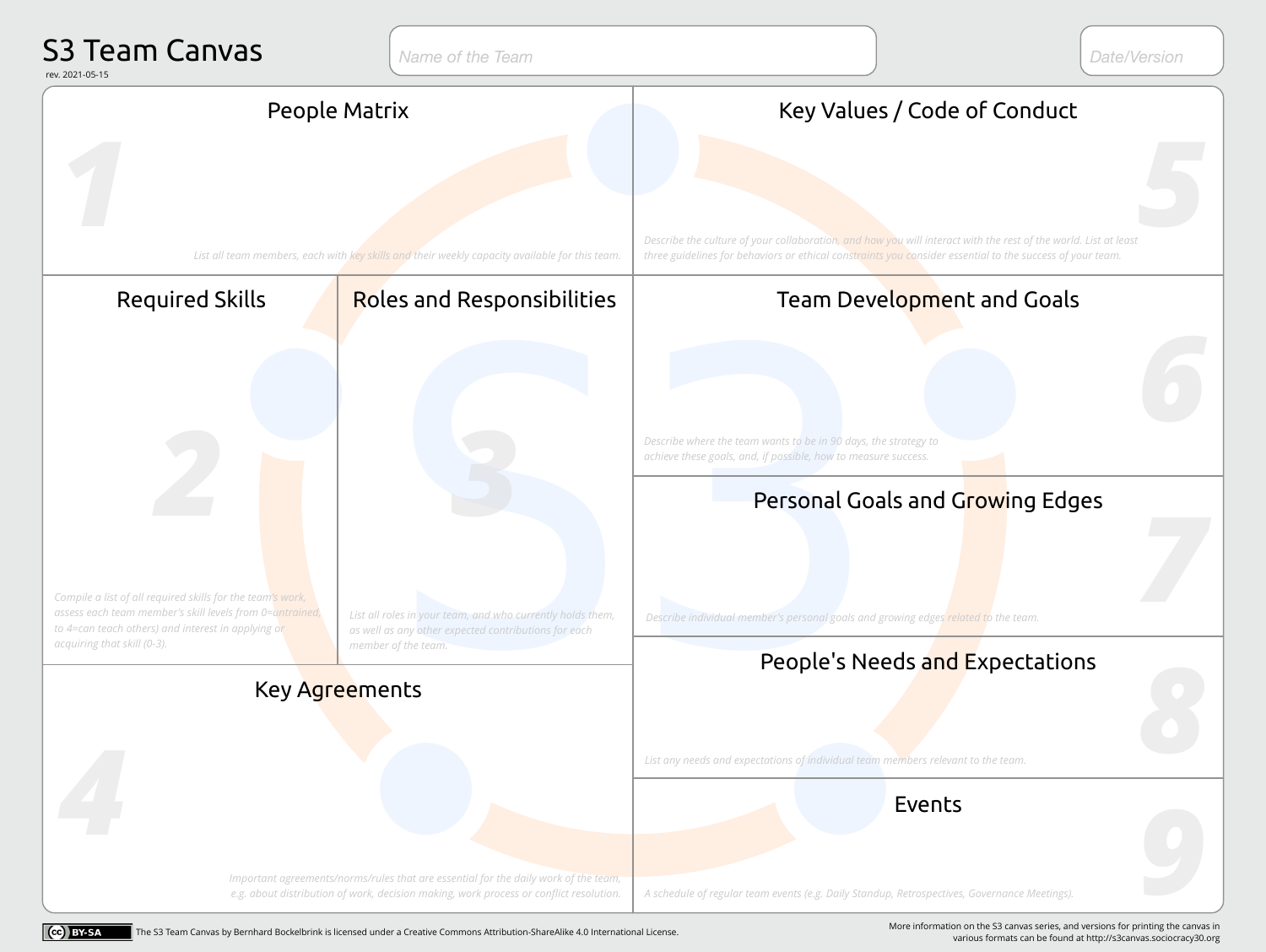# S3 Team Canvas

rev. 2021-05-15

Name of the Team

Date/Version

## 1 People Matrix

*List all team members, each with key skills and their weekly capacity available for this team.*

## 5 Key Values / Code of Conduct

*Describe the culture of your collaboration, and how you will interact with the rest of the world. List at least three guidelines for behaviors or ethical constraints you consider essential to the success of your team.*

## 2 Required Skills

*Compile a list of all required skills for the team's work, assess each team member's skill levels from 0=untrained, to 4=can teach others) and interest in applying or acquiring that skill (0-3).*

## 3 Roles and Responsibilities

*List all roles in your team, and who currently holds them, as well as any other expected contributions for each member of the team.*

## 6 Team Development and Goals

*Describe where the team wants to be in 90 days, the strategy to achieve these goals, and, if possible, how to measure success.*

## 7 Personal Goals and Growing Edges

*Describe individual member's personal goals and growing edges related to the team.*

## 8 People's Needs and Expectations

*List any needs and expectations of individual team members relevant to the team.*

## 4 Key Agreements

*Important agreements/norms/rules that are essential for the daily work of the team, e.g. about distribution of work, decision making, work process or conflict resolution.*

## 9 Events

*A schedule of regular team events (e.g. Daily Standup, Retrospectives, Governance Meetings).*

CC BY-SA The S3 Team Canvas by Bernhard Bockelbrink is licensed under a Creative Commons Attribution-ShareAlike 4.0 International License.

More information on the S3 canvas series, and versions for printing the canvas in various formats can be found at http://s3canvas.sociocracy30.org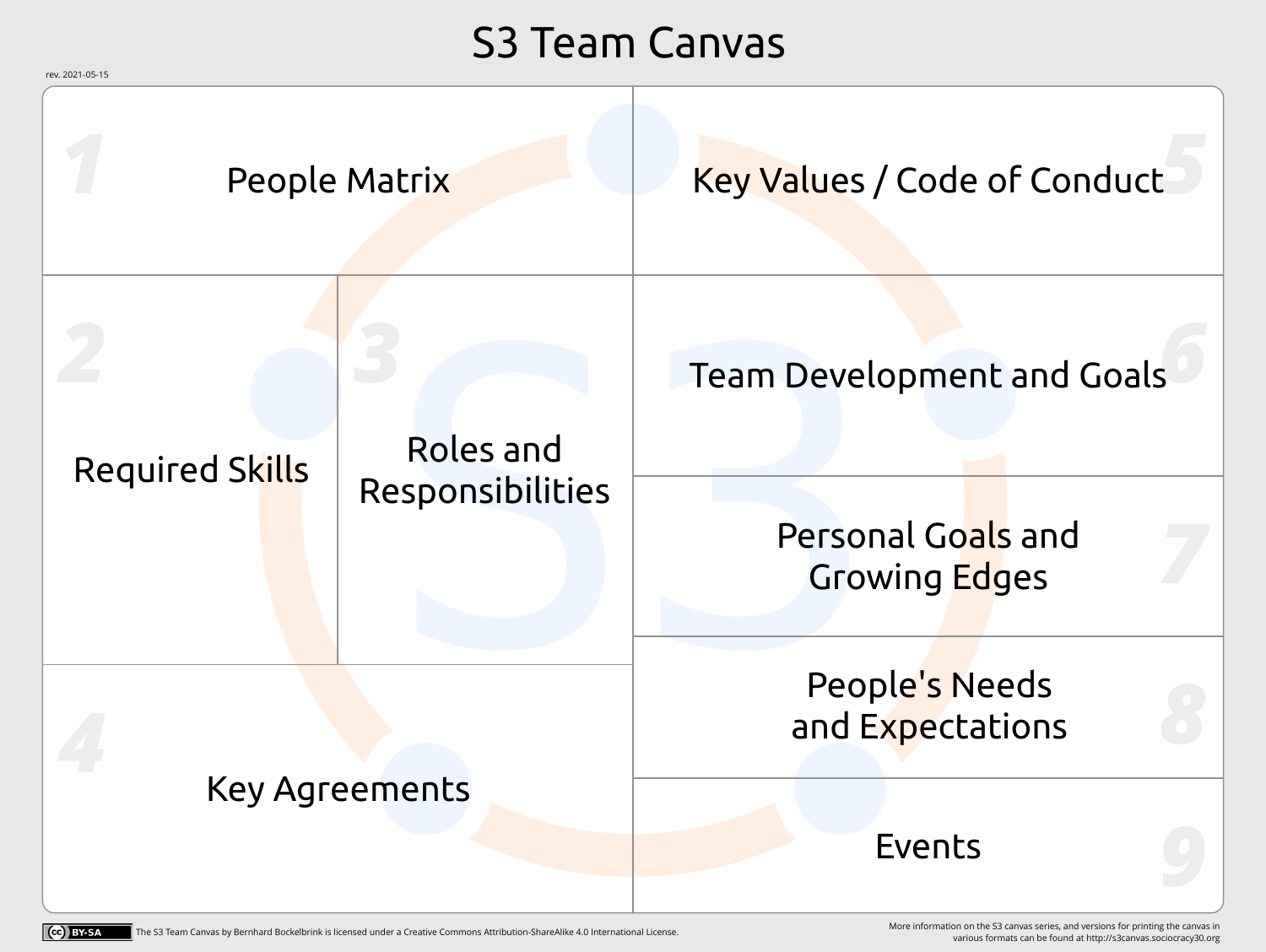# S3 Team Canvas

rev. 2021-05-15

1 People Matrix

5 Key Values / Code of Conduct

2 Required Skills

3 Roles and Responsibilities

6 Team Development and Goals

7 Personal Goals and Growing Edges

8 People's Needs and Expectations

4 Key Agreements

9 Events

BY-SA The S3 Team Canvas by Bernhard Bockelbrink is licensed under a Creative Commons Attribution-ShareAlike 4.0 International License.

More information on the S3 canvas series, and versions for printing the canvas in various formats can be found at http://s3canvas.sociocracy30.org